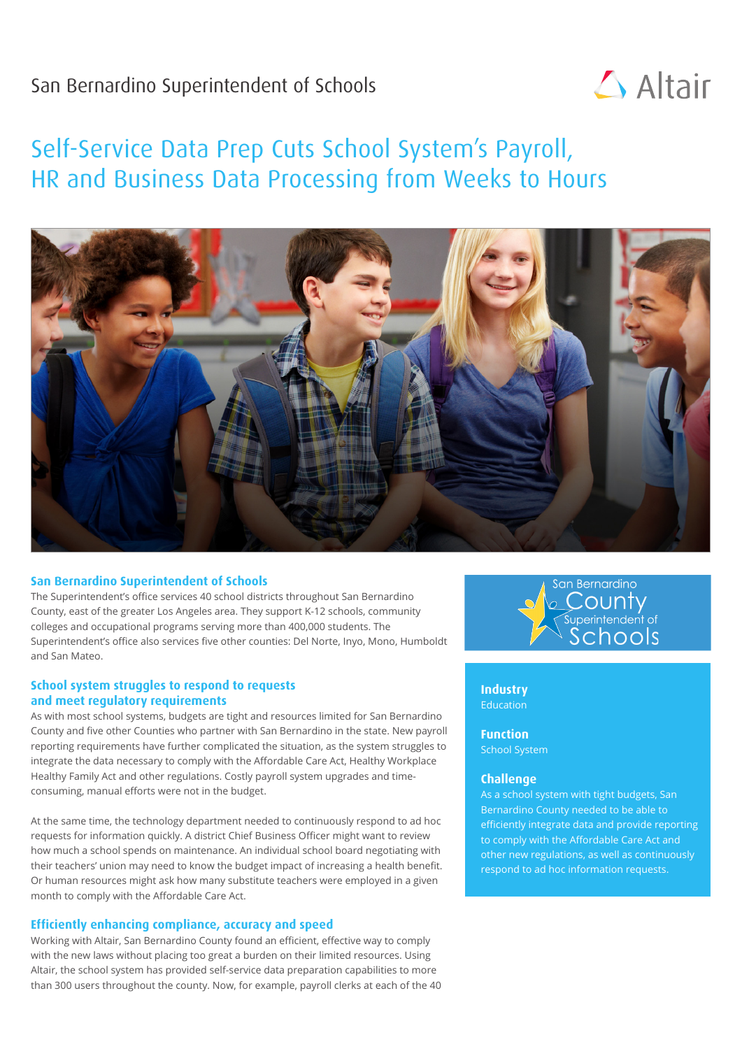San Bernardino Superintendent of Schools

# Self-Service Data Prep Cuts School System's Payroll, HR and Business Data Processing from Weeks to Hours

### San Bernardino Superintendent of Schools

The Superintendent's office services 40 school districts throughout San Bernardino County, east of the greater Los Angeles area. They support K-12 schools, community colleges and occupational programs serving more than 400,000 students. The Superintendent's office also services five other counties: Del Norte, Inyo, Mono, Humboldt and San Mateo.

### School system struggles to respond to requests and meet regulatory requirements

As with most school systems, budgets are tight and resources limited for San Bernardino County and five other Counties who partner with San Bernardino in the state. New payroll reporting requirements have further complicated the situation, as the system struggles to integrate the data necessary to comply with the Affordable Care Act, Healthy Workplace Healthy Family Act and other regulations. Costly payroll system upgrades and time-consuming, manual efforts were not in the budget.

At the same time, the technology department needed to continuously respond to ad hoc requests for information quickly. A district Chief Business Officer might want to review how much a school spends on maintenance. An individual school board negotiating with their teachers' union may need to know the budget impact of increasing a health benefit. Or human resources might ask how many substitute teachers were employed in a given month to comply with the Affordable Care Act.

### Efficiently enhancing compliance, accuracy and speed

Working with Altair, San Bernardino County found an efficient, effective way to comply with the new laws without placing too great a burden on their limited resources. Using Altair, the school system has provided self-service data preparation capabilities to more than 300 users throughout the county. Now, for example, payroll clerks at each of the 40

**Industry**
Education

**Function**
School System

**Challenge**
As a school system with tight budgets, San Bernardino County needed to be able to efficiently integrate data and provide reporting to comply with the Affordable Care Act and other new regulations, as well as continuously respond to ad hoc information requests.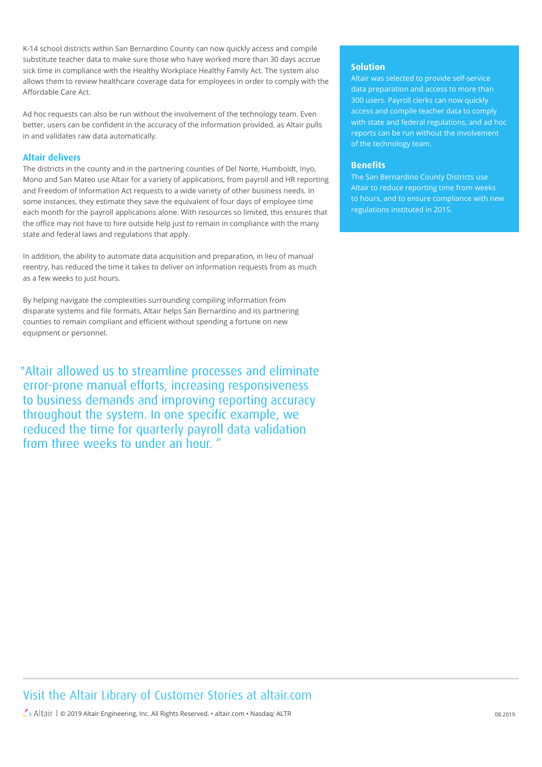K-14 school districts within San Bernardino County can now quickly access and compile substitute teacher data to make sure those who have worked more than 30 days accrue sick time in compliance with the Healthy Workplace Healthy Family Act. The system also allows them to review healthcare coverage data for employees in order to comply with the Affordable Care Act.

Ad hoc requests can also be run without the involvement of the technology team. Even better, users can be confident in the accuracy of the information provided, as Altair pulls in and validates raw data automatically.

## Altair delivers

The districts in the county and in the partnering counties of Del Norte, Humboldt, Inyo, Mono and San Mateo use Altair for a variety of applications, from payroll and HR reporting and Freedom of Information Act requests to a wide variety of other business needs. In some instances, they estimate they save the equivalent of four days of employee time each month for the payroll applications alone. With resources so limited, this ensures that the office may not have to hire outside help just to remain in compliance with the many state and federal laws and regulations that apply.

In addition, the ability to automate data acquisition and preparation, in lieu of manual reentry, has reduced the time it takes to deliver on information requests from as much as a few weeks to just hours.

By helping navigate the complexities surrounding compiling information from disparate systems and file formats, Altair helps San Bernardino and its partnering counties to remain compliant and efficient without spending a fortune on new equipment or personnel.

"Altair allowed us to streamline processes and eliminate error-prone manual efforts, increasing responsiveness to business demands and improving reporting accuracy throughout the system. In one specific example, we reduced the time for quarterly payroll data validation from three weeks to under an hour. "

## Solution

Altair was selected to provide self-service data preparation and access to more than 300 users. Payroll clerks can now quickly access and compile teacher data to comply with state and federal regulations, and ad hoc reports can be run without the involvement of the technology team.

## Benefits

The San Bernardino County Districts use Altair to reduce reporting time from weeks to hours, and to ensure compliance with new regulations instituted in 2015.

Visit the Altair Library of Customer Stories at altair.com

Altair | © 2019 Altair Engineering, Inc. All Rights Reserved. • altair.com • Nasdaq: ALTR

08.2019